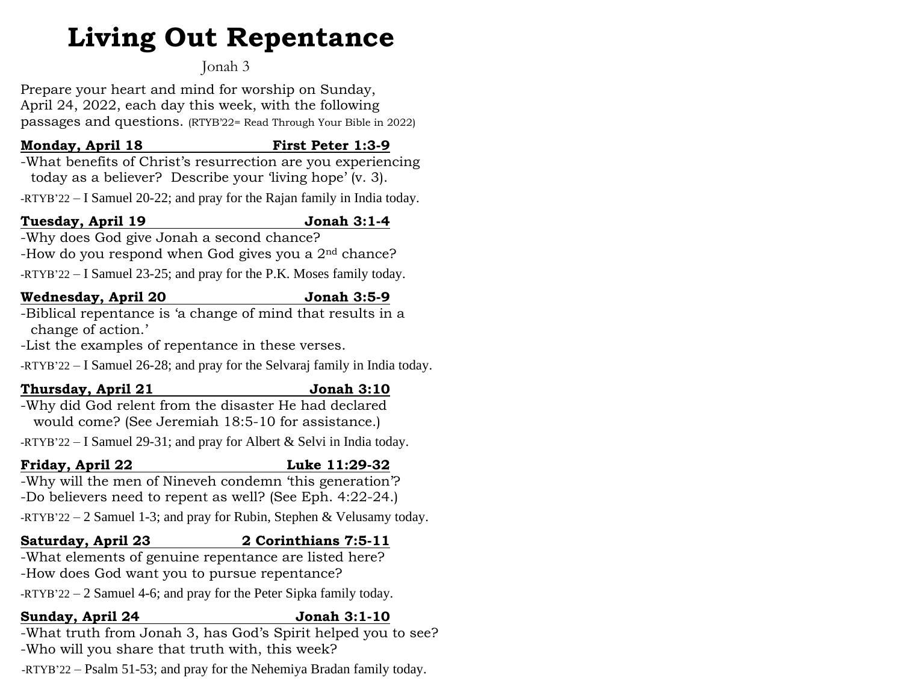# Living Out Repentance

Jonah 3

Prepare your heart and mind for worship on Sunday, April 24, 2022, each day this week, with the following passages and questions. (RTYB'22= Read Through Your Bible in 2022)

**Monday, April 18 — First Peter 1:3-9**

-What benefits of Christ's resurrection are you experiencing today as a believer? Describe your 'living hope' (v. 3).

-RTYB'22 – I Samuel 20-22; and pray for the Rajan family in India today.

**Tuesday, April 19 — Jonah 3:1-4**

-Why does God give Jonah a second chance?

-How do you respond when God gives you a 2nd chance?

-RTYB'22 – I Samuel 23-25; and pray for the P.K. Moses family today.

**Wednesday, April 20 — Jonah 3:5-9**

-Biblical repentance is 'a change of mind that results in a change of action.'

-List the examples of repentance in these verses.

-RTYB'22 – I Samuel 26-28; and pray for the Selvaraj family in India today.

**Thursday, April 21 — Jonah 3:10**

-Why did God relent from the disaster He had declared would come? (See Jeremiah 18:5-10 for assistance.)

-RTYB'22 – I Samuel 29-31; and pray for Albert & Selvi in India today.

**Friday, April 22 — Luke 11:29-32**

-Why will the men of Nineveh condemn 'this generation'?

-Do believers need to repent as well? (See Eph. 4:22-24.)

-RTYB'22 – 2 Samuel 1-3; and pray for Rubin, Stephen & Velusamy today.

**Saturday, April 23 — 2 Corinthians 7:5-11**

-What elements of genuine repentance are listed here?

-How does God want you to pursue repentance?

-RTYB'22 – 2 Samuel 4-6; and pray for the Peter Sipka family today.

**Sunday, April 24 — Jonah 3:1-10**

-What truth from Jonah 3, has God's Spirit helped you to see?

-Who will you share that truth with, this week?

-RTYB'22 – Psalm 51-53; and pray for the Nehemiya Bradan family today.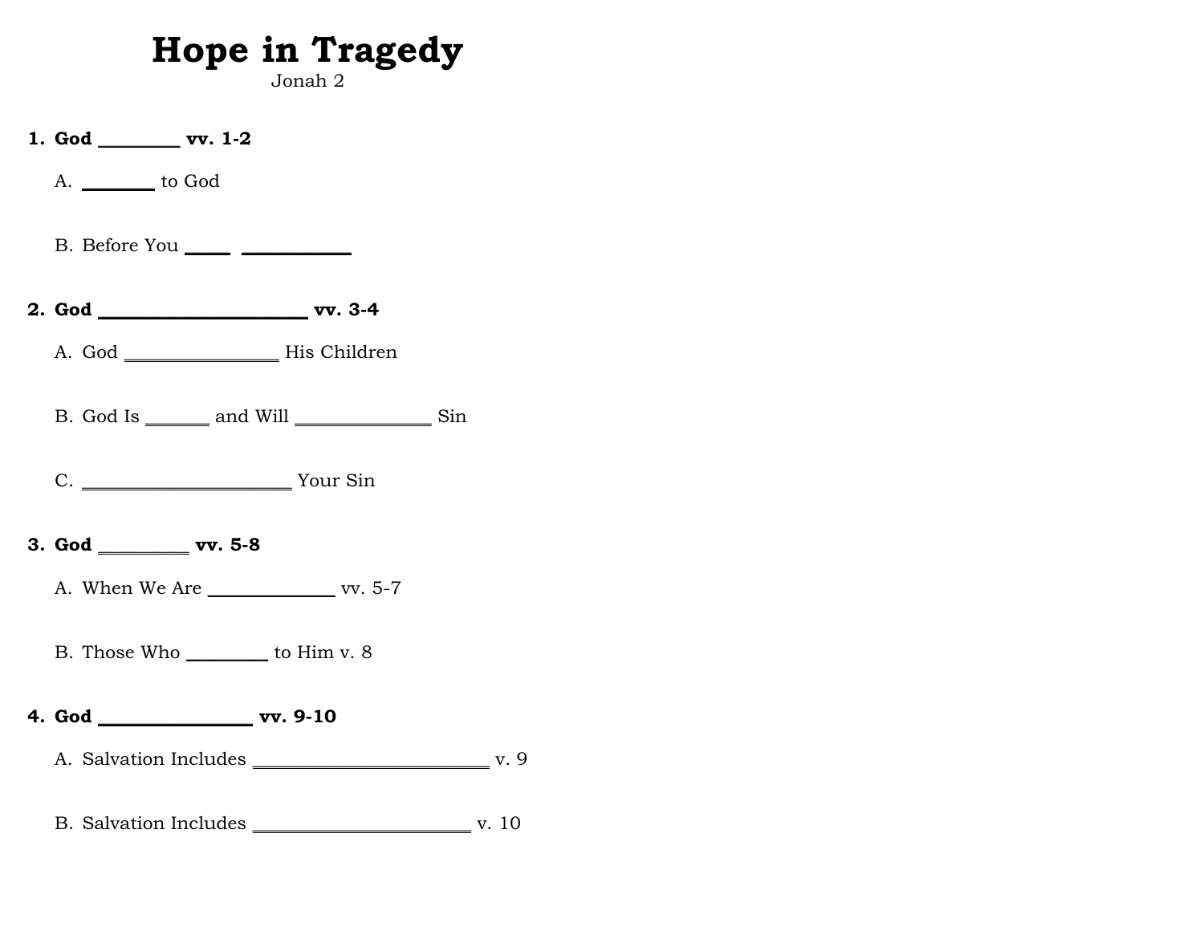# Hope in Tragedy

Jonah 2

1. **God ________ vv. 1-2**

   A. _______ to God

   B. Before You ____ __________

2. **God ______________________ vv. 3-4**

   A. God ________________ His Children

   B. God Is _______ and Will ______________ Sin

   C. ______________________ Your Sin

3. **God _________ vv. 5-8**

   A. When We Are _____________ vv. 5-7

   B. Those Who ________ to Him v. 8

4. **God ________________ vv. 9-10**

   A. Salvation Includes _________________________ v. 9

   B. Salvation Includes _______________________ v. 10